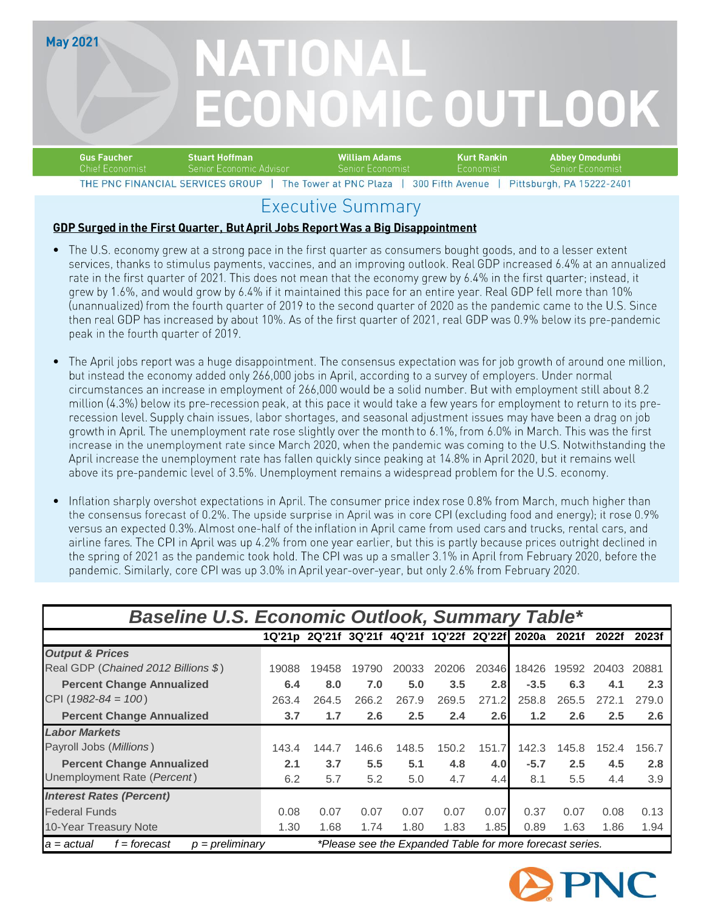May 2021

# NATIONAL ECONOMIC OUTLOOK

**Gus Faucher** Chief Economist | **Stuart Hoffman** Senior Economic Advisor | **William Adams** Senior Economist | **Kurt Rankin** Economist | **Abbey Omodunbi** Senior Economist

THE PNC FINANCIAL SERVICES GROUP | The Tower at PNC Plaza | 300 Fifth Avenue | Pittsburgh, PA 15222-2401

## Executive Summary

**GDP Surged in the First Quarter, But April Jobs Report Was a Big Disappointment**

- The U.S. economy grew at a strong pace in the first quarter as consumers bought goods, and to a lesser extent services, thanks to stimulus payments, vaccines, and an improving outlook. Real GDP increased 6.4% at an annualized rate in the first quarter of 2021. This does not mean that the economy grew by 6.4% in the first quarter; instead, it grew by 1.6%, and would grow by 6.4% if it maintained this pace for an entire year. Real GDP fell more than 10% (unannualized) from the fourth quarter of 2019 to the second quarter of 2020 as the pandemic came to the U.S. Since then real GDP has increased by about 10%. As of the first quarter of 2021, real GDP was 0.9% below its pre-pandemic peak in the fourth quarter of 2019.

- The April jobs report was a huge disappointment. The consensus expectation was for job growth of around one million, but instead the economy added only 266,000 jobs in April, according to a survey of employers. Under normal circumstances an increase in employment of 266,000 would be a solid number. But with employment still about 8.2 million (4.3%) below its pre-recession peak, at this pace it would take a few years for employment to return to its pre-recession level. Supply chain issues, labor shortages, and seasonal adjustment issues may have been a drag on job growth in April. The unemployment rate rose slightly over the month to 6.1%, from 6.0% in March. This was the first increase in the unemployment rate since March 2020, when the pandemic was coming to the U.S. Notwithstanding the April increase the unemployment rate has fallen quickly since peaking at 14.8% in April 2020, but it remains well above its pre-pandemic level of 3.5%. Unemployment remains a widespread problem for the U.S. economy.

- Inflation sharply overshot expectations in April. The consumer price index rose 0.8% from March, much higher than the consensus forecast of 0.2%. The upside surprise in April was in core CPI (excluding food and energy); it rose 0.9% versus an expected 0.3%. Almost one-half of the inflation in April came from used cars and trucks, rental cars, and airline fares. The CPI in April was up 4.2% from one year earlier, but this is partly because prices outright declined in the spring of 2021 as the pandemic took hold. The CPI was up a smaller 3.1% in April from February 2020, before the pandemic. Similarly, core CPI was up 3.0% in April year-over-year, but only 2.6% from February 2020.

### *Baseline U.S. Economic Outlook, Summary Table**

| | 1Q'21p | 2Q'21f | 3Q'21f | 4Q'21f | 1Q'22f | 2Q'22f | 2020a | 2021f | 2022f | 2023f |
|---|---|---|---|---|---|---|---|---|---|---|
| ***Output & Prices*** | | | | | | | | | | |
| Real GDP (*Chained 2012 Billions $*) | 19088 | 19458 | 19790 | 20033 | 20206 | 20346 | 18426 | 19592 | 20403 | 20881 |
| **Percent Change Annualized** | **6.4** | **8.0** | **7.0** | **5.0** | **3.5** | **2.8** | **-3.5** | **6.3** | **4.1** | **2.3** |
| CPI (*1982-84 = 100*) | 263.4 | 264.5 | 266.2 | 267.9 | 269.5 | 271.2 | 258.8 | 265.5 | 272.1 | 279.0 |
| **Percent Change Annualized** | **3.7** | **1.7** | **2.6** | **2.5** | **2.4** | **2.6** | **1.2** | **2.6** | **2.5** | **2.6** |
| ***Labor Markets*** | | | | | | | | | | |
| Payroll Jobs (*Millions*) | 143.4 | 144.7 | 146.6 | 148.5 | 150.2 | 151.7 | 142.3 | 145.8 | 152.4 | 156.7 |
| **Percent Change Annualized** | **2.1** | **3.7** | **5.5** | **5.1** | **4.8** | **4.0** | **-5.7** | **2.5** | **4.5** | **2.8** |
| Unemployment Rate (*Percent*) | 6.2 | 5.7 | 5.2 | 5.0 | 4.7 | 4.4 | 8.1 | 5.5 | 4.4 | 3.9 |
| ***Interest Rates (Percent)*** | | | | | | | | | | |
| Federal Funds | 0.08 | 0.07 | 0.07 | 0.07 | 0.07 | 0.07 | 0.37 | 0.07 | 0.08 | 0.13 |
| 10-Year Treasury Note | 1.30 | 1.68 | 1.74 | 1.80 | 1.83 | 1.85 | 0.89 | 1.63 | 1.86 | 1.94 |

*a = actual f = forecast p = preliminary* *\*Please see the Expanded Table for more forecast series.*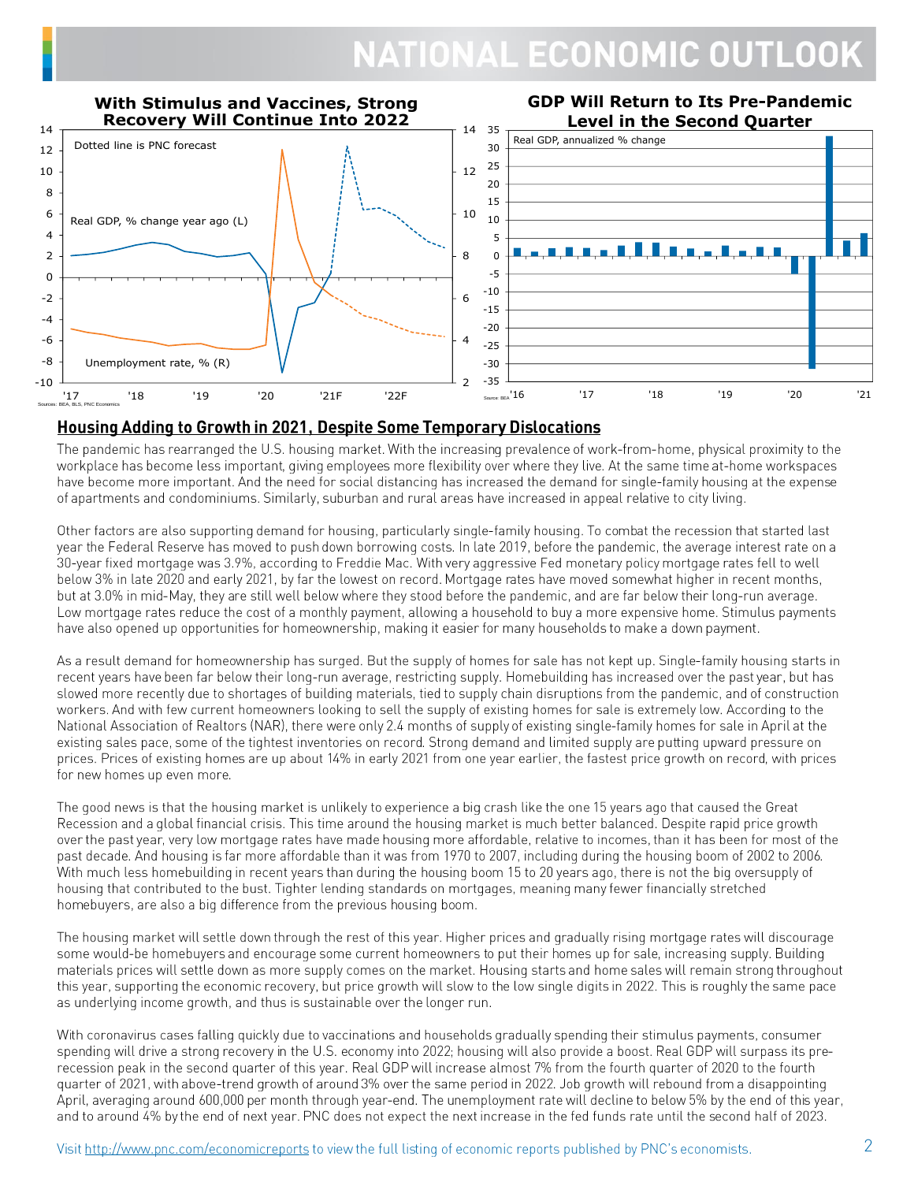## Housing Adding to Growth in 2021, Despite Some Temporary Dislocations

The pandemic has rearranged the U.S. housing market. With the increasing prevalence of work-from-home, physical proximity to the workplace has become less important, giving employees more flexibility over where they live. At the same time at-home workspaces have become more important. And the need for social distancing has increased the demand for single-family housing at the expense of apartments and condominiums. Similarly, suburban and rural areas have increased in appeal relative to city living.

Other factors are also supporting demand for housing, particularly single-family housing. To combat the recession that started last year the Federal Reserve has moved to push down borrowing costs. In late 2019, before the pandemic, the average interest rate on a 30-year fixed mortgage was 3.9%, according to Freddie Mac. With very aggressive Fed monetary policy mortgage rates fell to well below 3% in late 2020 and early 2021, by far the lowest on record. Mortgage rates have moved somewhat higher in recent months, but at 3.0% in mid-May, they are still well below where they stood before the pandemic, and are far below their long-run average. Low mortgage rates reduce the cost of a monthly payment, allowing a household to buy a more expensive home. Stimulus payments have also opened up opportunities for homeownership, making it easier for many households to make a down payment.

As a result demand for homeownership has surged. But the supply of homes for sale has not kept up. Single-family housing starts in recent years have been far below their long-run average, restricting supply. Homebuilding has increased over the past year, but has slowed more recently due to shortages of building materials, tied to supply chain disruptions from the pandemic, and of construction workers. And with few current homeowners looking to sell the supply of existing homes for sale is extremely low. According to the National Association of Realtors (NAR), there were only 2.4 months of supply of existing single-family homes for sale in April at the existing sales pace, some of the tightest inventories on record. Strong demand and limited supply are putting upward pressure on prices. Prices of existing homes are up about 14% in early 2021 from one year earlier, the fastest price growth on record, with prices for new homes up even more.

The good news is that the housing market is unlikely to experience a big crash like the one 15 years ago that caused the Great Recession and a global financial crisis. This time around the housing market is much better balanced. Despite rapid price growth over the past year, very low mortgage rates have made housing more affordable, relative to incomes, than it has been for most of the past decade. And housing is far more affordable than it was from 1970 to 2007, including during the housing boom of 2002 to 2006. With much less homebuilding in recent years than during the housing boom 15 to 20 years ago, there is not the big oversupply of housing that contributed to the bust. Tighter lending standards on mortgages, meaning many fewer financially stretched homebuyers, are also a big difference from the previous housing boom.

The housing market will settle down through the rest of this year. Higher prices and gradually rising mortgage rates will discourage some would-be homebuyers and encourage some current homeowners to put their homes up for sale, increasing supply. Building materials prices will settle down as more supply comes on the market. Housing starts and home sales will remain strong throughout this year, supporting the economic recovery, but price growth will slow to the low single digits in 2022. This is roughly the same pace as underlying income growth, and thus is sustainable over the longer run.

With coronavirus cases falling quickly due to vaccinations and households gradually spending their stimulus payments, consumer spending will drive a strong recovery in the U.S. economy into 2022; housing will also provide a boost. Real GDP will surpass its pre-recession peak in the second quarter of this year. Real GDP will increase almost 7% from the fourth quarter of 2020 to the fourth quarter of 2021, with above-trend growth of around 3% over the same period in 2022. Job growth will rebound from a disappointing April, averaging around 600,000 per month through year-end. The unemployment rate will decline to below 5% by the end of this year, and to around 4% by the end of next year. PNC does not expect the next increase in the fed funds rate until the second half of 2023.

Visit http://www.pnc.com/economicreports to view the full listing of economic reports published by PNC's economists.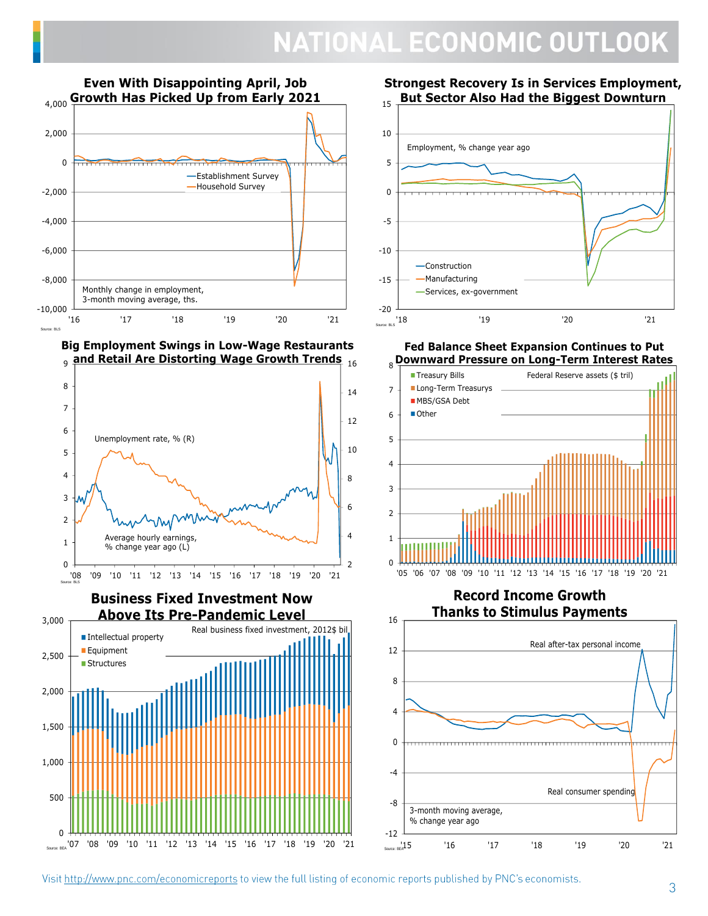# NATIONAL ECONOMIC OUTLOOK

**Even With Disappointing April, Job Growth Has Picked Up from Early 2021**

Establishment Survey
Household Survey

Monthly change in employment, 3-month moving average, ths.

Source: BLS

**Strongest Recovery Is in Services Employment, But Sector Also Had the Biggest Downturn**

Employment, % change year ago

Construction
Manufacturing
Services, ex-government

Source: BLS

**Big Employment Swings in Low-Wage Restaurants and Retail Are Distorting Wage Growth Trends**

Unemployment rate, % (R)

Average hourly earnings, % change year ago (L)

Source: BLS

**Fed Balance Sheet Expansion Continues to Put Downward Pressure on Long-Term Interest Rates**

Federal Reserve assets ($ tril)

Treasury Bills
Long-Term Treasurys
MBS/GSA Debt
Other

**Business Fixed Investment Now Above Its Pre-Pandemic Level**

Real business fixed investment, 2012$ bil

Intellectual property
Equipment
Structures

Source: BEA

**Record Income Growth Thanks to Stimulus Payments**

Real after-tax personal income

Real consumer spending

3-month moving average, % change year ago

Source: BEA

Visit http://www.pnc.com/economicreports to view the full listing of economic reports published by PNC's economists.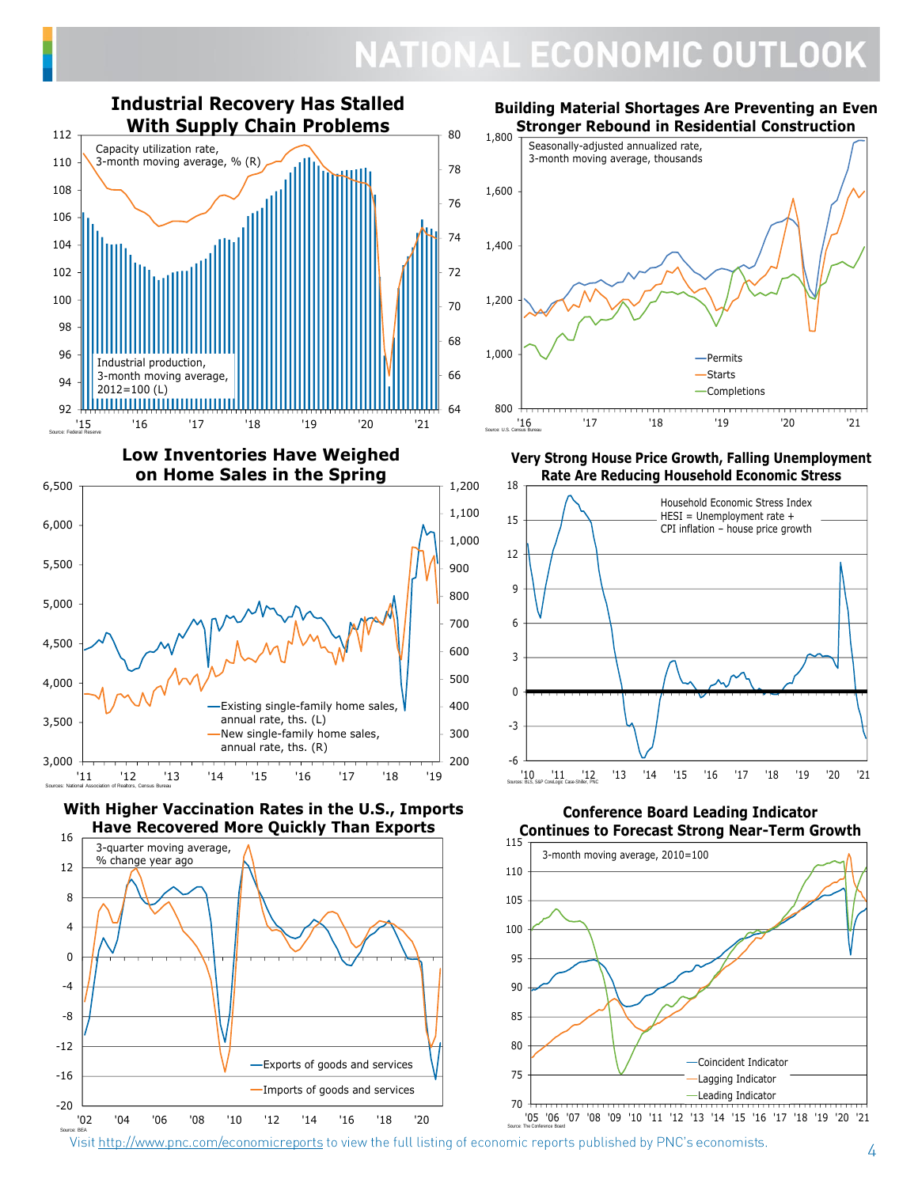# NATIONAL ECONOMIC OUTLOOK

### Industrial Recovery Has Stalled With Supply Chain Problems

Capacity utilization rate, 3-month moving average, % (R)

Industrial production, 3-month moving average, 2012=100 (L)

Source: Federal Reserve

### Building Material Shortages Are Preventing an Even Stronger Rebound in Residential Construction

Seasonally-adjusted annualized rate, 3-month moving average, thousands

Permits, Starts, Completions

Source: U.S. Census Bureau

### Low Inventories Have Weighed on Home Sales in the Spring

Existing single-family home sales, annual rate, ths. (L)

New single-family home sales, annual rate, ths. (R)

Sources: National Association of Realtors, Census Bureau

### Very Strong House Price Growth, Falling Unemployment Rate Are Reducing Household Economic Stress

Household Economic Stress Index

HESI = Unemployment rate + CPI inflation – house price growth

Sources: BLS, S&P CoreLogic Case-Shiller, PNC

### With Higher Vaccination Rates in the U.S., Imports Have Recovered More Quickly Than Exports

3-quarter moving average, % change year ago

Exports of goods and services

Imports of goods and services

Source: BEA

### Conference Board Leading Indicator Continues to Forecast Strong Near-Term Growth

3-month moving average, 2010=100

Coincident Indicator, Lagging Indicator, Leading Indicator

Source: The Conference Board

Visit http://www.pnc.com/economicreports to view the full listing of economic reports published by PNC's economists.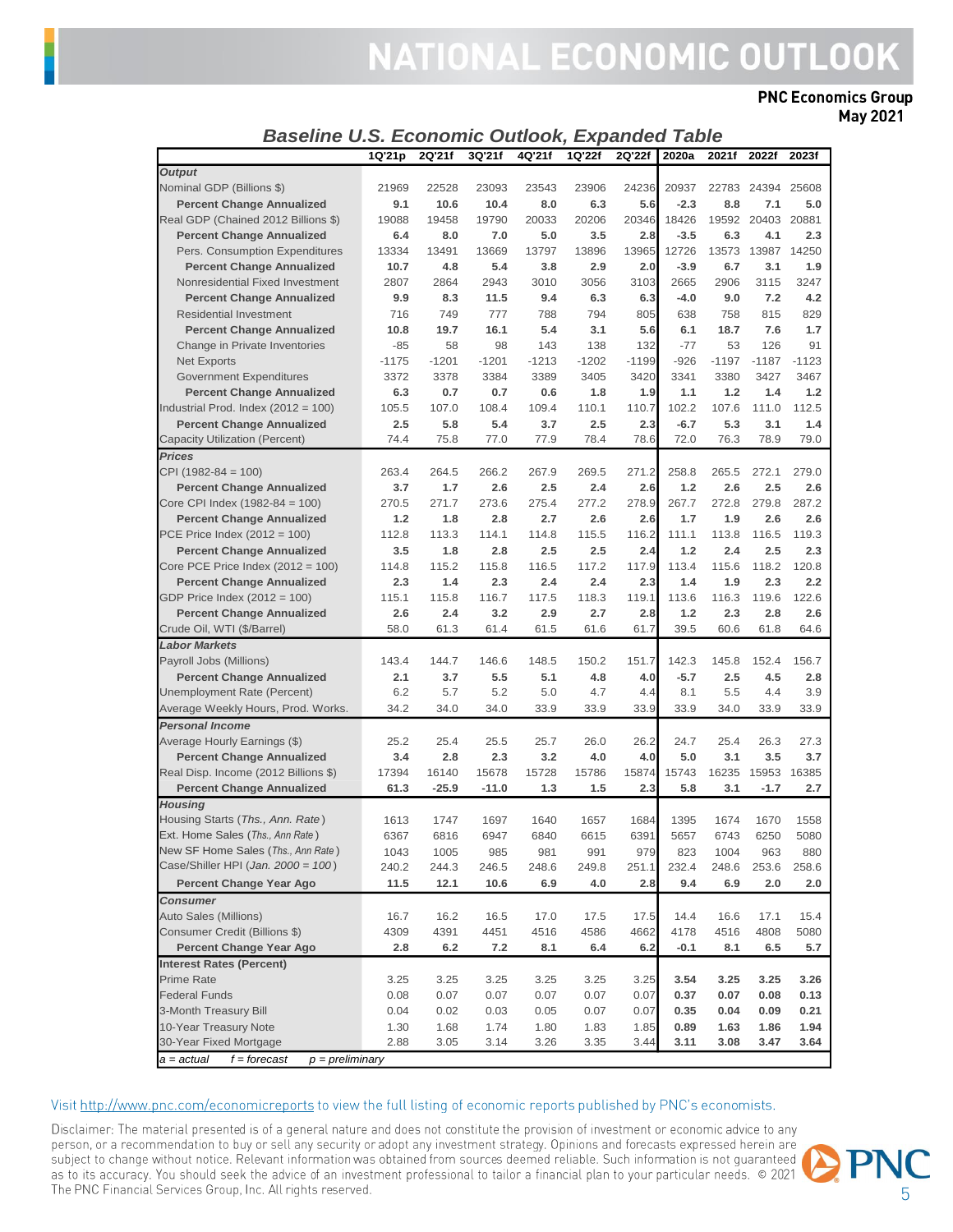# NATIONAL ECONOMIC OUTLOOK

**PNC Economics Group**
**May 2021**

## Baseline U.S. Economic Outlook, Expanded Table

| | 1Q'21p | 2Q'21f | 3Q'21f | 4Q'21f | 1Q'22f | 2Q'22f | 2020a | 2021f | 2022f | 2023f |
|---|---|---|---|---|---|---|---|---|---|---|
| ***Output*** | | | | | | | | | | |
| Nominal GDP (Billions $) | 21969 | 22528 | 23093 | 23543 | 23906 | 24236 | 20937 | 22783 | 24394 | 25608 |
| **Percent Change Annualized** | **9.1** | **10.6** | **10.4** | **8.0** | **6.3** | **5.6** | **-2.3** | **8.8** | **7.1** | **5.0** |
| Real GDP (Chained 2012 Billions $) | 19088 | 19458 | 19790 | 20033 | 20206 | 20346 | 18426 | 19592 | 20403 | 20881 |
| **Percent Change Annualized** | **6.4** | **8.0** | **7.0** | **5.0** | **3.5** | **2.8** | **-3.5** | **6.3** | **4.1** | **2.3** |
| Pers. Consumption Expenditures | 13334 | 13491 | 13669 | 13797 | 13896 | 13965 | 12726 | 13573 | 13987 | 14250 |
| **Percent Change Annualized** | **10.7** | **4.8** | **5.4** | **3.8** | **2.9** | **2.0** | **-3.9** | **6.7** | **3.1** | **1.9** |
| Nonresidential Fixed Investment | 2807 | 2864 | 2943 | 3010 | 3056 | 3103 | 2665 | 2906 | 3115 | 3247 |
| **Percent Change Annualized** | **9.9** | **8.3** | **11.5** | **9.4** | **6.3** | **6.3** | **-4.0** | **9.0** | **7.2** | **4.2** |
| Residential Investment | 716 | 749 | 777 | 788 | 794 | 805 | 638 | 758 | 815 | 829 |
| **Percent Change Annualized** | **10.8** | **19.7** | **16.1** | **5.4** | **3.1** | **5.6** | **6.1** | **18.7** | **7.6** | **1.7** |
| Change in Private Inventories | -85 | 58 | 98 | 143 | 138 | 132 | -77 | 53 | 126 | 91 |
| Net Exports | -1175 | -1201 | -1201 | -1213 | -1202 | -1199 | -926 | -1197 | -1187 | -1123 |
| Government Expenditures | 3372 | 3378 | 3384 | 3389 | 3405 | 3420 | 3341 | 3380 | 3427 | 3467 |
| **Percent Change Annualized** | **6.3** | **0.7** | **0.7** | **0.6** | **1.8** | **1.9** | **1.1** | **1.2** | **1.4** | **1.2** |
| Industrial Prod. Index (2012 = 100) | 105.5 | 107.0 | 108.4 | 109.4 | 110.1 | 110.7 | 102.2 | 107.6 | 111.0 | 112.5 |
| **Percent Change Annualized** | **2.5** | **5.8** | **5.4** | **3.7** | **2.5** | **2.3** | **-6.7** | **5.3** | **3.1** | **1.4** |
| Capacity Utilization (Percent) | 74.4 | 75.8 | 77.0 | 77.9 | 78.4 | 78.6 | 72.0 | 76.3 | 78.9 | 79.0 |
| ***Prices*** | | | | | | | | | | |
| CPI (1982-84 = 100) | 263.4 | 264.5 | 266.2 | 267.9 | 269.5 | 271.2 | 258.8 | 265.5 | 272.1 | 279.0 |
| **Percent Change Annualized** | **3.7** | **1.7** | **2.6** | **2.5** | **2.4** | **2.6** | **1.2** | **2.6** | **2.5** | **2.6** |
| Core CPI Index (1982-84 = 100) | 270.5 | 271.7 | 273.6 | 275.4 | 277.2 | 278.9 | 267.7 | 272.8 | 279.8 | 287.2 |
| **Percent Change Annualized** | **1.2** | **1.8** | **2.8** | **2.7** | **2.6** | **2.6** | **1.7** | **1.9** | **2.6** | **2.6** |
| PCE Price Index (2012 = 100) | 112.8 | 113.3 | 114.1 | 114.8 | 115.5 | 116.2 | 111.1 | 113.8 | 116.5 | 119.3 |
| **Percent Change Annualized** | **3.5** | **1.8** | **2.8** | **2.5** | **2.5** | **2.4** | **1.2** | **2.4** | **2.5** | **2.3** |
| Core PCE Price Index (2012 = 100) | 114.8 | 115.2 | 115.8 | 116.5 | 117.2 | 117.9 | 113.4 | 115.6 | 118.2 | 120.8 |
| **Percent Change Annualized** | **2.3** | **1.4** | **2.3** | **2.4** | **2.4** | **2.3** | **1.4** | **1.9** | **2.3** | **2.2** |
| GDP Price Index (2012 = 100) | 115.1 | 115.8 | 116.7 | 117.5 | 118.3 | 119.1 | 113.6 | 116.3 | 119.6 | 122.6 |
| **Percent Change Annualized** | **2.6** | **2.4** | **3.2** | **2.9** | **2.7** | **2.8** | **1.2** | **2.3** | **2.8** | **2.6** |
| Crude Oil, WTI ($/Barrel) | 58.0 | 61.3 | 61.4 | 61.5 | 61.6 | 61.7 | 39.5 | 60.6 | 61.8 | 64.6 |
| ***Labor Markets*** | | | | | | | | | | |
| Payroll Jobs (Millions) | 143.4 | 144.7 | 146.6 | 148.5 | 150.2 | 151.7 | 142.3 | 145.8 | 152.4 | 156.7 |
| **Percent Change Annualized** | **2.1** | **3.7** | **5.5** | **5.1** | **4.8** | **4.0** | **-5.7** | **2.5** | **4.5** | **2.8** |
| Unemployment Rate (Percent) | 6.2 | 5.7 | 5.2 | 5.0 | 4.7 | 4.4 | 8.1 | 5.5 | 4.4 | 3.9 |
| Average Weekly Hours, Prod. Works. | 34.2 | 34.0 | 34.0 | 33.9 | 33.9 | 33.9 | 33.9 | 34.0 | 33.9 | 33.9 |
| ***Personal Income*** | | | | | | | | | | |
| Average Hourly Earnings ($) | 25.2 | 25.4 | 25.5 | 25.7 | 26.0 | 26.2 | 24.7 | 25.4 | 26.3 | 27.3 |
| **Percent Change Annualized** | **3.4** | **2.8** | **2.3** | **3.2** | **4.0** | **4.0** | **5.0** | **3.1** | **3.5** | **3.7** |
| Real Disp. Income (2012 Billions $) | 17394 | 16140 | 15678 | 15728 | 15786 | 15874 | 15743 | 16235 | 15953 | 16385 |
| **Percent Change Annualized** | **61.3** | **-25.9** | **-11.0** | **1.3** | **1.5** | **2.3** | **5.8** | **3.1** | **-1.7** | **2.7** |
| ***Housing*** | | | | | | | | | | |
| Housing Starts (*Ths., Ann. Rate*) | 1613 | 1747 | 1697 | 1640 | 1657 | 1684 | 1395 | 1674 | 1670 | 1558 |
| Ext. Home Sales (*Ths., Ann Rate*) | 6367 | 6816 | 6947 | 6840 | 6615 | 6391 | 5657 | 6743 | 6250 | 5080 |
| New SF Home Sales (*Ths., Ann Rate*) | 1043 | 1005 | 985 | 981 | 991 | 979 | 823 | 1004 | 963 | 880 |
| Case/Shiller HPI (*Jan. 2000 = 100*) | 240.2 | 244.3 | 246.5 | 248.6 | 249.8 | 251.1 | 232.4 | 248.6 | 253.6 | 258.6 |
| **Percent Change Year Ago** | **11.5** | **12.1** | **10.6** | **6.9** | **4.0** | **2.8** | **9.4** | **6.9** | **2.0** | **2.0** |
| ***Consumer*** | | | | | | | | | | |
| Auto Sales (Millions) | 16.7 | 16.2 | 16.5 | 17.0 | 17.5 | 17.5 | 14.4 | 16.6 | 17.1 | 15.4 |
| Consumer Credit (Billions $) | 4309 | 4391 | 4451 | 4516 | 4586 | 4662 | 4178 | 4516 | 4808 | 5080 |
| **Percent Change Year Ago** | **2.8** | **6.2** | **7.2** | **8.1** | **6.4** | **6.2** | **-0.1** | **8.1** | **6.5** | **5.7** |
| **Interest Rates (Percent)** | | | | | | | | | | |
| Prime Rate | 3.25 | 3.25 | 3.25 | 3.25 | 3.25 | 3.25 | **3.54** | **3.25** | **3.25** | **3.26** |
| Federal Funds | 0.08 | 0.07 | 0.07 | 0.07 | 0.07 | 0.07 | **0.37** | **0.07** | **0.08** | **0.13** |
| 3-Month Treasury Bill | 0.04 | 0.02 | 0.03 | 0.05 | 0.07 | 0.07 | **0.35** | **0.04** | **0.09** | **0.21** |
| 10-Year Treasury Note | 1.30 | 1.68 | 1.74 | 1.80 | 1.83 | 1.85 | **0.89** | **1.63** | **1.86** | **1.94** |
| 30-Year Fixed Mortgage | 2.88 | 3.05 | 3.14 | 3.26 | 3.35 | 3.44 | **3.11** | **3.08** | **3.47** | **3.64** |

*a = actual* *f = forecast* *p = preliminary*

Visit http://www.pnc.com/economicreports to view the full listing of economic reports published by PNC's economists.

Disclaimer: The material presented is of a general nature and does not constitute the provision of investment or economic advice to any person, or a recommendation to buy or sell any security or adopt any investment strategy. Opinions and forecasts expressed herein are subject to change without notice. Relevant information was obtained from sources deemed reliable. Such information is not guaranteed as to its accuracy. You should seek the advice of an investment professional to tailor a financial plan to your particular needs. © 2021 The PNC Financial Services Group, Inc. All rights reserved.

PNC